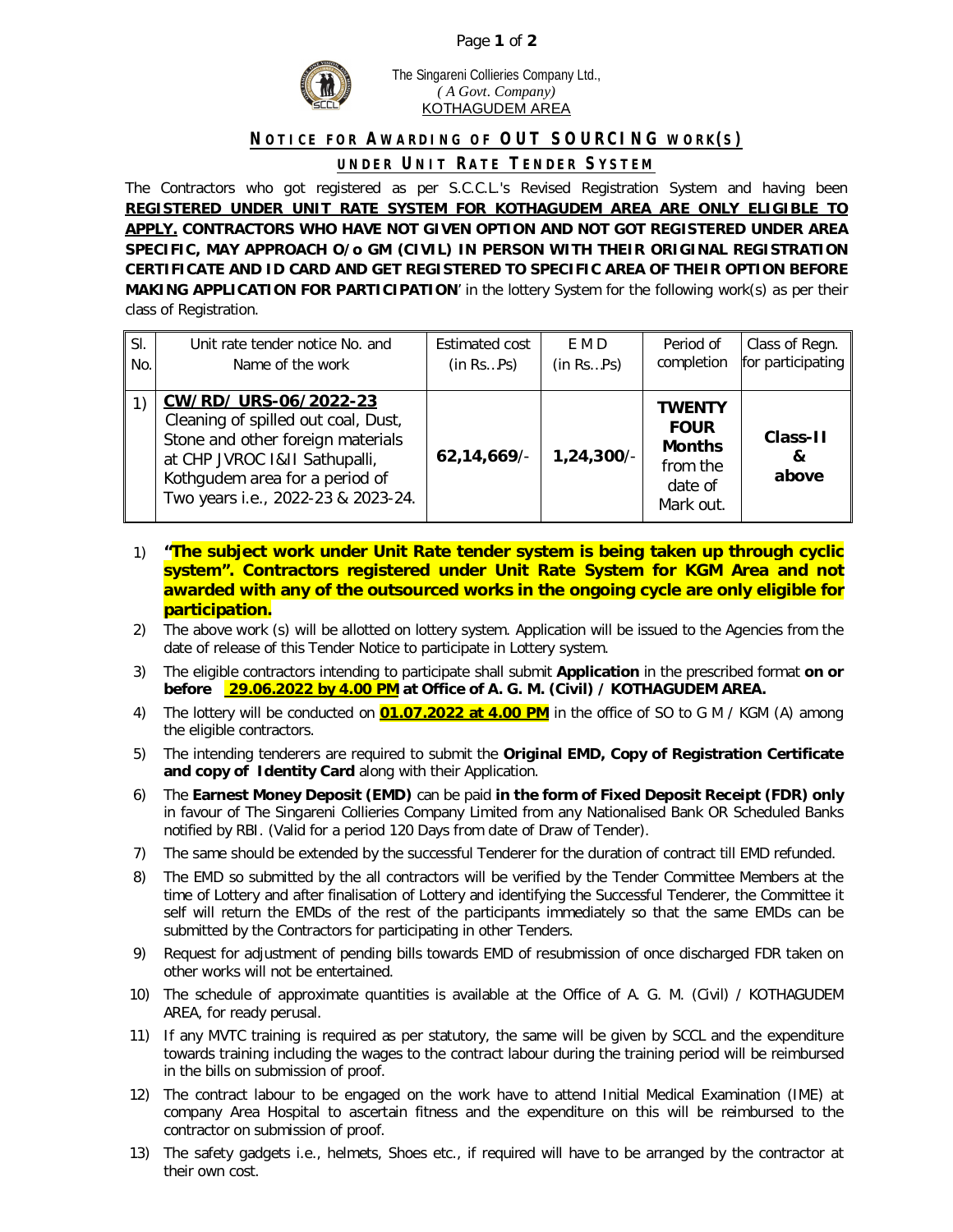The Singareni Collieries Company Ltd.,
*( A Govt. Company)*
KOTHAGUDEM AREA

## **NOTICE FOR AWARDING OF OUT SOURCING WORK(S) UNDER UNIT RATE TENDER SYSTEM**

The Contractors who got registered as per S.C.C.L.'s Revised Registration System and having been **REGISTERED UNDER UNIT RATE SYSTEM FOR KOTHAGUDEM AREA ARE ONLY ELIGIBLE TO APPLY. CONTRACTORS WHO HAVE NOT GIVEN OPTION AND NOT GOT REGISTERED UNDER AREA SPECIFIC, MAY APPROACH O/o GM (CIVIL) IN PERSON WITH THEIR ORIGINAL REGISTRATION CERTIFICATE AND ID CARD AND GET REGISTERED TO SPECIFIC AREA OF THEIR OPTION BEFORE MAKING APPLICATION FOR PARTICIPATION**' in the lottery System for the following work(s) as per their class of Registration.

| Sl. No. | Unit rate tender notice No. and Name of the work | Estimated cost (in Rs…Ps) | E M D (in Rs…Ps) | Period of completion | Class of Regn. for participating |
|---|---|---|---|---|---|
| 1) | **CW/RD/ URS-06/2022-23** Cleaning of spilled out coal, Dust, Stone and other foreign materials at CHP JVROC I&II Sathupalli, Kothgudem area for a period of Two years i.e., 2022-23 & 2023-24. | **62,14,669/-** | **1,24,300/-** | **TWENTY FOUR Months** from the date of Mark out. | **Class-II & above** |

1) **"The subject work under Unit Rate tender system is being taken up through cyclic system". Contractors registered under Unit Rate System for KGM Area and not awarded with any of the outsourced works in the ongoing cycle are only eligible for participation.**
2) The above work (s) will be allotted on lottery system. Application will be issued to the Agencies from the date of release of this Tender Notice to participate in Lottery system.
3) The eligible contractors intending to participate shall submit **Application** in the prescribed format **on or before 29.06.2022 by 4.00 PM at Office of A. G. M. (Civil) / KOTHAGUDEM AREA.**
4) The lottery will be conducted on **01.07.2022 at 4.00 PM** in the office of SO to G M / KGM (A) among the eligible contractors.
5) The intending tenderers are required to submit the **Original EMD, Copy of Registration Certificate and copy of Identity Card** along with their Application.
6) The **Earnest Money Deposit (EMD)** can be paid **in the form of Fixed Deposit Receipt (FDR) only** in favour of The Singareni Collieries Company Limited from any Nationalised Bank OR Scheduled Banks notified by RBI. (Valid for a period 120 Days from date of Draw of Tender).
7) The same should be extended by the successful Tenderer for the duration of contract till EMD refunded.
8) The EMD so submitted by the all contractors will be verified by the Tender Committee Members at the time of Lottery and after finalisation of Lottery and identifying the Successful Tenderer, the Committee it self will return the EMDs of the rest of the participants immediately so that the same EMDs can be submitted by the Contractors for participating in other Tenders.
9) Request for adjustment of pending bills towards EMD of resubmission of once discharged FDR taken on other works will not be entertained.
10) The schedule of approximate quantities is available at the Office of A. G. M. (Civil) / KOTHAGUDEM AREA, for ready perusal.
11) If any MVTC training is required as per statutory, the same will be given by SCCL and the expenditure towards training including the wages to the contract labour during the training period will be reimbursed in the bills on submission of proof.
12) The contract labour to be engaged on the work have to attend Initial Medical Examination (IME) at company Area Hospital to ascertain fitness and the expenditure on this will be reimbursed to the contractor on submission of proof.
13) The safety gadgets i.e., helmets, Shoes etc., if required will have to be arranged by the contractor at their own cost.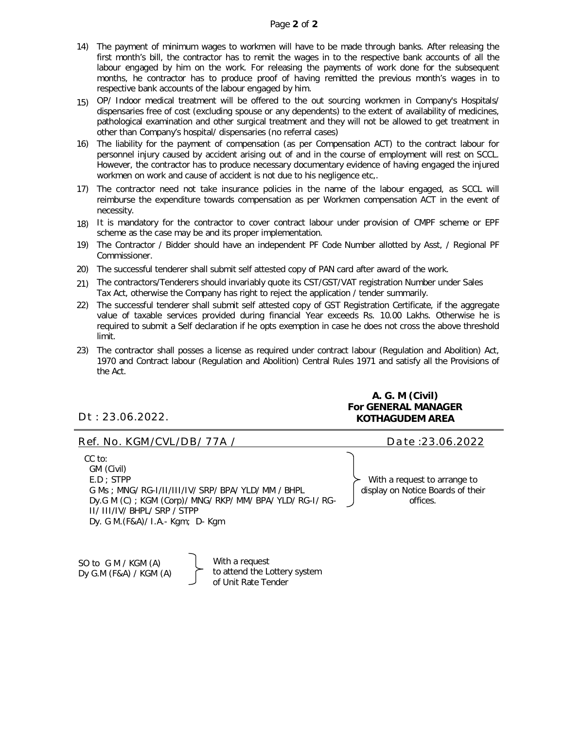14) The payment of minimum wages to workmen will have to be made through banks. After releasing the first month's bill, the contractor has to remit the wages in to the respective bank accounts of all the labour engaged by him on the work. For releasing the payments of work done for the subsequent months, he contractor has to produce proof of having remitted the previous month's wages in to respective bank accounts of the labour engaged by him.

15) OP/ Indoor medical treatment will be offered to the out sourcing workmen in Company's Hospitals/ dispensaries free of cost (excluding spouse or any dependents) to the extent of availability of medicines, pathological examination and other surgical treatment and they will not be allowed to get treatment in other than Company's hospital/ dispensaries (no referral cases)

16) The liability for the payment of compensation (as per Compensation ACT) to the contract labour for personnel injury caused by accident arising out of and in the course of employment will rest on SCCL. However, the contractor has to produce necessary documentary evidence of having engaged the injured workmen on work and cause of accident is not due to his negligence etc,.

17) The contractor need not take insurance policies in the name of the labour engaged, as SCCL will reimburse the expenditure towards compensation as per Workmen compensation ACT in the event of necessity.

18) It is mandatory for the contractor to cover contract labour under provision of CMPF scheme or EPF scheme as the case may be and its proper implementation.

19) The Contractor / Bidder should have an independent PF Code Number allotted by Asst, / Regional PF Commissioner.

20) The successful tenderer shall submit self attested copy of PAN card after award of the work.

21) The contractors/Tenderers should invariably quote its CST/GST/VAT registration Number under Sales Tax Act, otherwise the Company has right to reject the application / tender summarily.

22) The successful tenderer shall submit self attested copy of GST Registration Certificate, if the aggregate value of taxable services provided during financial Year exceeds Rs. 10.00 Lakhs. Otherwise he is required to submit a Self declaration if he opts exemption in case he does not cross the above threshold limit.

23) The contractor shall posses a license as required under contract labour (Regulation and Abolition) Act, 1970 and Contract labour (Regulation and Abolition) Central Rules 1971 and satisfy all the Provisions of the Act.

Dt : 23.06.2022.

**A. G. M (Civil)**
**For GENERAL MANAGER**
**KOTHAGUDEM AREA**

Ref. No. KGM/CVL/DB/ 77A / Date :23.06.2022

CC to:
GM (Civil)
E.D ; STPP
G Ms ; MNG/ RG-I/II/III/IV/ SRP/ BPA/ YLD/ MM / BHPL
Dy.G M (C) ; KGM (Corp)/ MNG/ RKP/ MM/ BPA/ YLD/ RG-I/ RG-II/ III/IV/ BHPL/ SRP / STPP
Dy. G M.(F&A)/ I.A.- Kgm; D- Kgm

} With a request to arrange to display on Notice Boards of their offices.

SO to G M / KGM (A)
Dy G.M (F&A) / KGM (A)

} With a request to attend the Lottery system of Unit Rate Tender